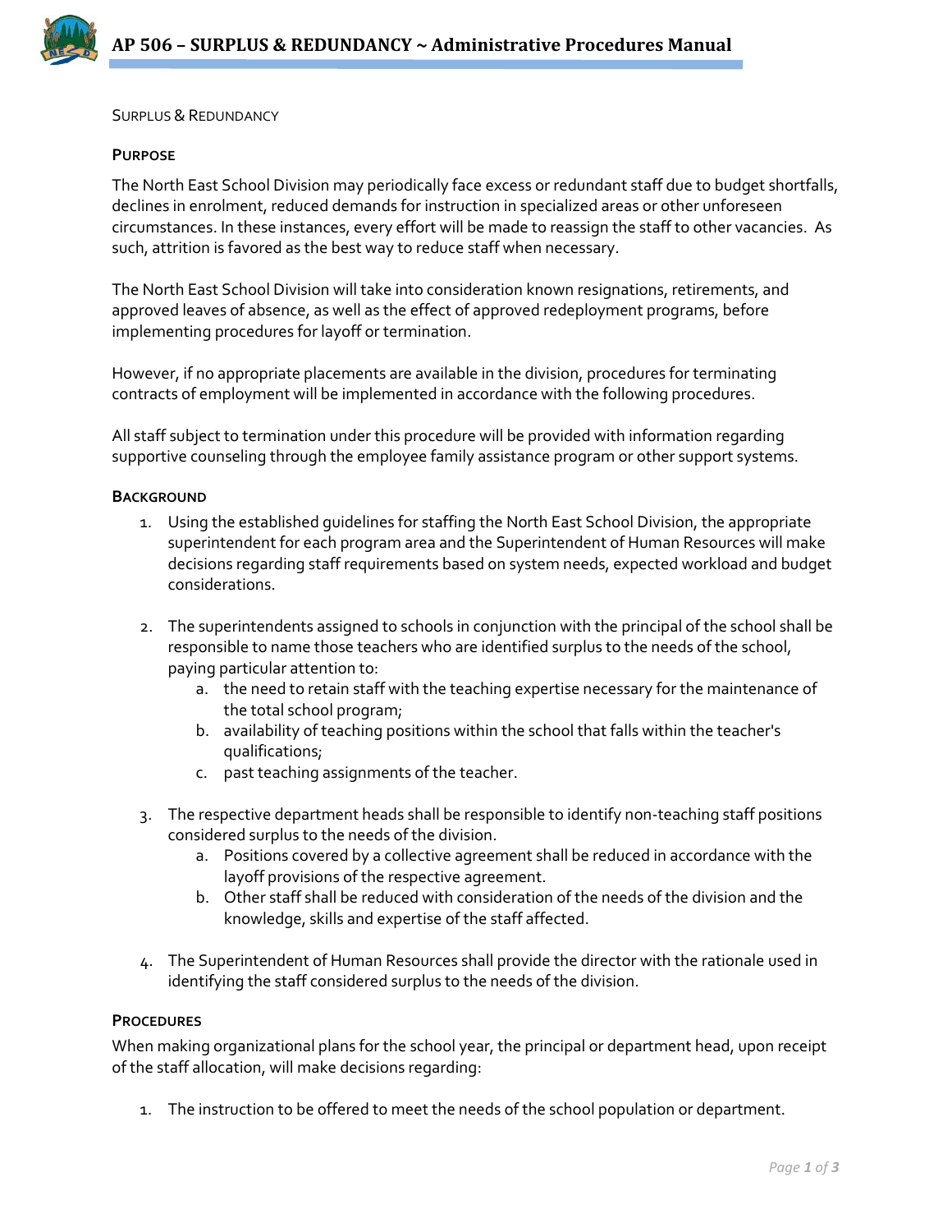# AP 506 – SURPLUS & REDUNDANCY ~ Administrative Procedures Manual

SURPLUS & REDUNDANCY

## PURPOSE

The North East School Division may periodically face excess or redundant staff due to budget shortfalls, declines in enrolment, reduced demands for instruction in specialized areas or other unforeseen circumstances. In these instances, every effort will be made to reassign the staff to other vacancies. As such, attrition is favored as the best way to reduce staff when necessary.

The North East School Division will take into consideration known resignations, retirements, and approved leaves of absence, as well as the effect of approved redeployment programs, before implementing procedures for layoff or termination.

However, if no appropriate placements are available in the division, procedures for terminating contracts of employment will be implemented in accordance with the following procedures.

All staff subject to termination under this procedure will be provided with information regarding supportive counseling through the employee family assistance program or other support systems.

## BACKGROUND

1. Using the established guidelines for staffing the North East School Division, the appropriate superintendent for each program area and the Superintendent of Human Resources will make decisions regarding staff requirements based on system needs, expected workload and budget considerations.

2. The superintendents assigned to schools in conjunction with the principal of the school shall be responsible to name those teachers who are identified surplus to the needs of the school, paying particular attention to:
   a. the need to retain staff with the teaching expertise necessary for the maintenance of the total school program;
   b. availability of teaching positions within the school that falls within the teacher's qualifications;
   c. past teaching assignments of the teacher.

3. The respective department heads shall be responsible to identify non-teaching staff positions considered surplus to the needs of the division.
   a. Positions covered by a collective agreement shall be reduced in accordance with the layoff provisions of the respective agreement.
   b. Other staff shall be reduced with consideration of the needs of the division and the knowledge, skills and expertise of the staff affected.

4. The Superintendent of Human Resources shall provide the director with the rationale used in identifying the staff considered surplus to the needs of the division.

## PROCEDURES

When making organizational plans for the school year, the principal or department head, upon receipt of the staff allocation, will make decisions regarding:

1. The instruction to be offered to meet the needs of the school population or department.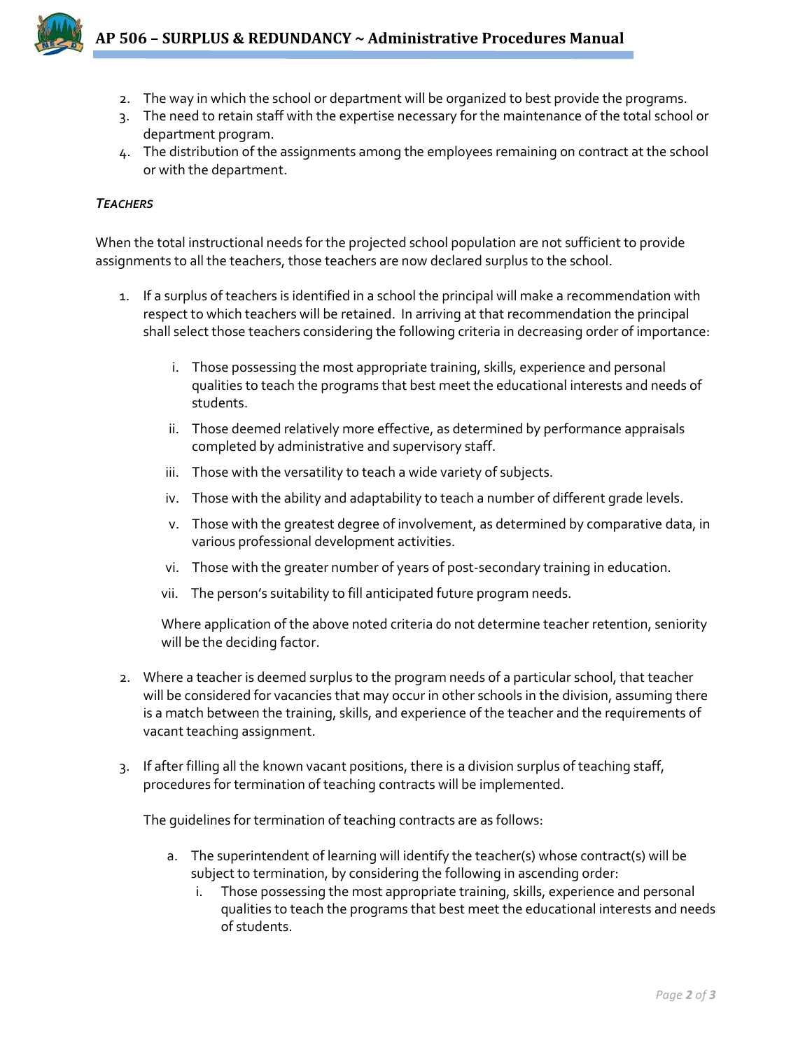2. The way in which the school or department will be organized to best provide the programs.
3. The need to retain staff with the expertise necessary for the maintenance of the total school or department program.
4. The distribution of the assignments among the employees remaining on contract at the school or with the department.

### *TEACHERS*

When the total instructional needs for the projected school population are not sufficient to provide assignments to all the teachers, those teachers are now declared surplus to the school.

1. If a surplus of teachers is identified in a school the principal will make a recommendation with respect to which teachers will be retained. In arriving at that recommendation the principal shall select those teachers considering the following criteria in decreasing order of importance:

   i. Those possessing the most appropriate training, skills, experience and personal qualities to teach the programs that best meet the educational interests and needs of students.

   ii. Those deemed relatively more effective, as determined by performance appraisals completed by administrative and supervisory staff.

   iii. Those with the versatility to teach a wide variety of subjects.

   iv. Those with the ability and adaptability to teach a number of different grade levels.

   v. Those with the greatest degree of involvement, as determined by comparative data, in various professional development activities.

   vi. Those with the greater number of years of post-secondary training in education.

   vii. The person's suitability to fill anticipated future program needs.

   Where application of the above noted criteria do not determine teacher retention, seniority will be the deciding factor.

2. Where a teacher is deemed surplus to the program needs of a particular school, that teacher will be considered for vacancies that may occur in other schools in the division, assuming there is a match between the training, skills, and experience of the teacher and the requirements of vacant teaching assignment.

3. If after filling all the known vacant positions, there is a division surplus of teaching staff, procedures for termination of teaching contracts will be implemented.

   The guidelines for termination of teaching contracts are as follows:

   a. The superintendent of learning will identify the teacher(s) whose contract(s) will be subject to termination, by considering the following in ascending order:
      i. Those possessing the most appropriate training, skills, experience and personal qualities to teach the programs that best meet the educational interests and needs of students.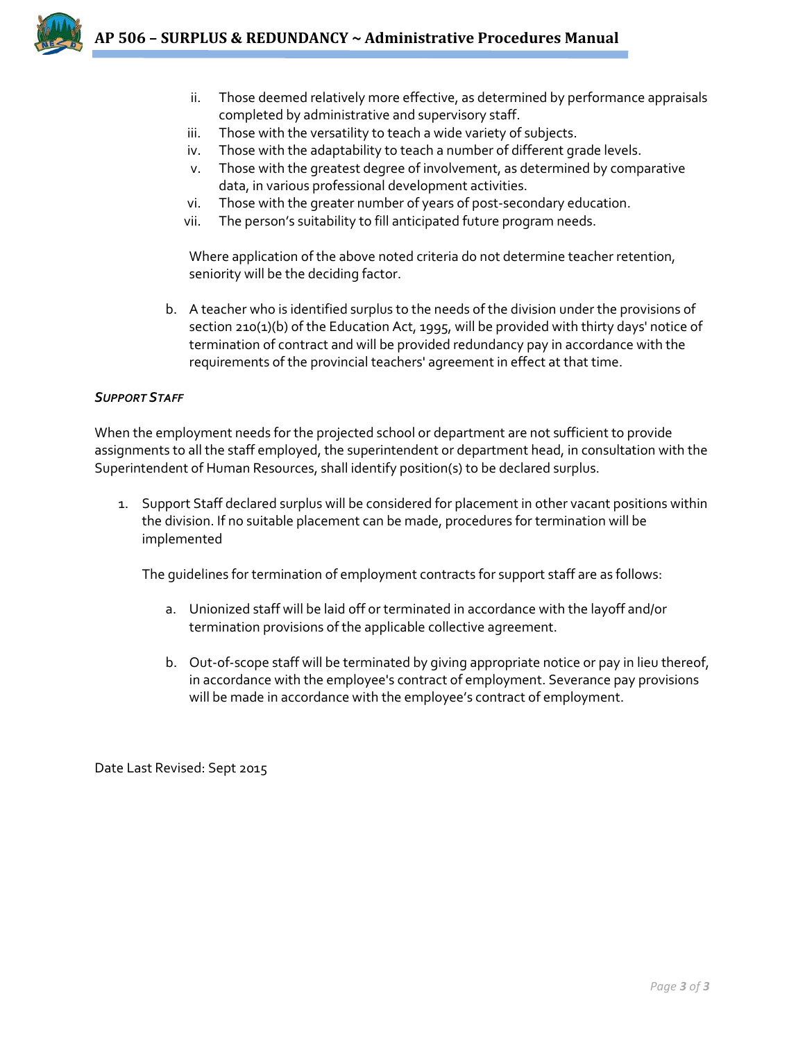ii. Those deemed relatively more effective, as determined by performance appraisals completed by administrative and supervisory staff.
iii. Those with the versatility to teach a wide variety of subjects.
iv. Those with the adaptability to teach a number of different grade levels.
v. Those with the greatest degree of involvement, as determined by comparative data, in various professional development activities.
vi. Those with the greater number of years of post-secondary education.
vii. The person's suitability to fill anticipated future program needs.

Where application of the above noted criteria do not determine teacher retention, seniority will be the deciding factor.

b. A teacher who is identified surplus to the needs of the division under the provisions of section 210(1)(b) of the Education Act, 1995, will be provided with thirty days' notice of termination of contract and will be provided redundancy pay in accordance with the requirements of the provincial teachers' agreement in effect at that time.

***Support Staff***

When the employment needs for the projected school or department are not sufficient to provide assignments to all the staff employed, the superintendent or department head, in consultation with the Superintendent of Human Resources, shall identify position(s) to be declared surplus.

1. Support Staff declared surplus will be considered for placement in other vacant positions within the division. If no suitable placement can be made, procedures for termination will be implemented

   The guidelines for termination of employment contracts for support staff are as follows:

   a. Unionized staff will be laid off or terminated in accordance with the layoff and/or termination provisions of the applicable collective agreement.

   b. Out-of-scope staff will be terminated by giving appropriate notice or pay in lieu thereof, in accordance with the employee's contract of employment. Severance pay provisions will be made in accordance with the employee's contract of employment.

Date Last Revised: Sept 2015